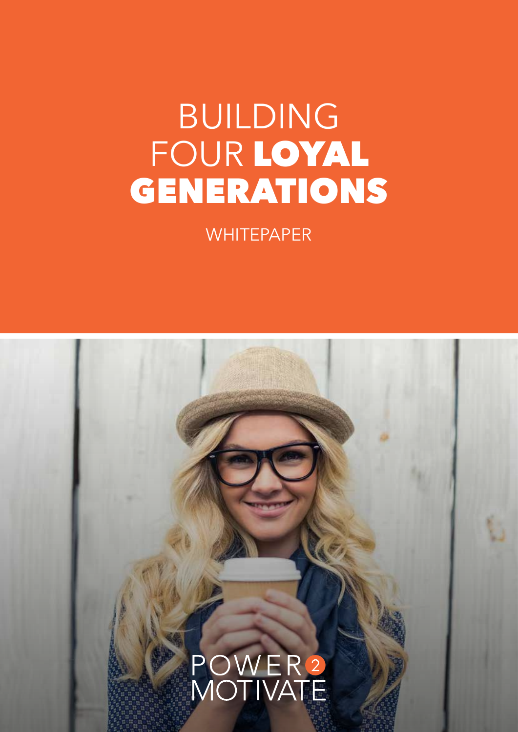# BUILDING FOUR **LOYAL GENERATIONS**

WHITEPAPER

POWER 2 MOTIVATE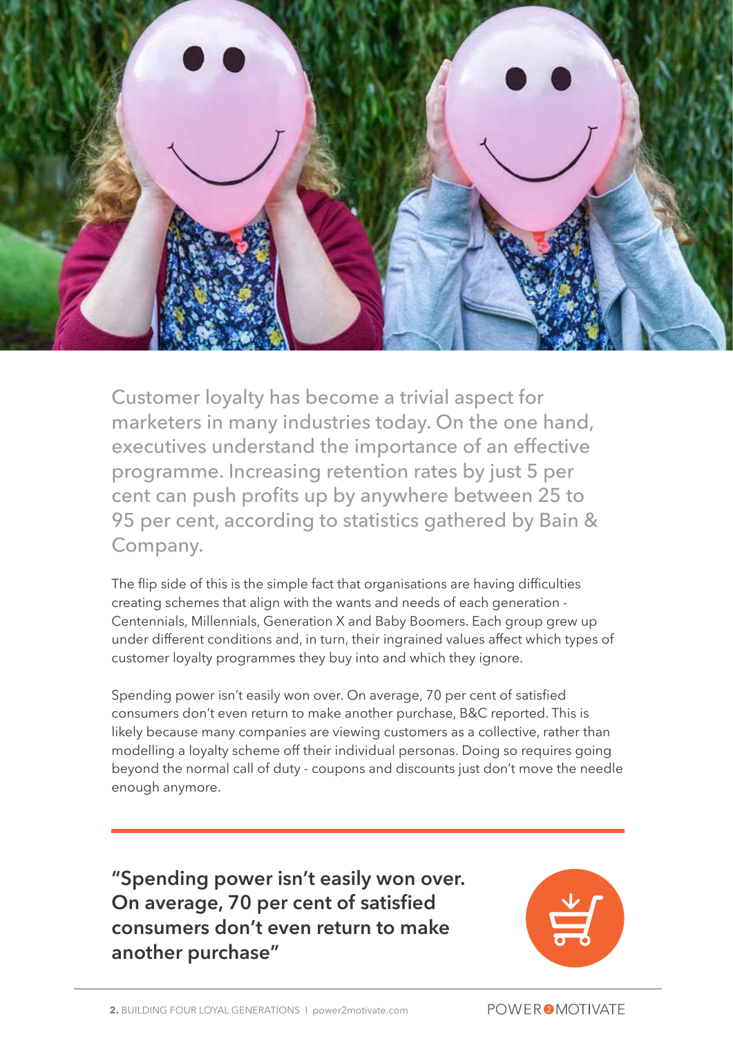Customer loyalty has become a trivial aspect for marketers in many industries today. On the one hand, executives understand the importance of an effective programme. Increasing retention rates by just 5 per cent can push profits up by anywhere between 25 to 95 per cent, according to statistics gathered by Bain & Company.

The flip side of this is the simple fact that organisations are having difficulties creating schemes that align with the wants and needs of each generation - Centennials, Millennials, Generation X and Baby Boomers. Each group grew up under different conditions and, in turn, their ingrained values affect which types of customer loyalty programmes they buy into and which they ignore.

Spending power isn't easily won over. On average, 70 per cent of satisfied consumers don't even return to make another purchase, B&C reported. This is likely because many companies are viewing customers as a collective, rather than modelling a loyalty scheme off their individual personas. Doing so requires going beyond the normal call of duty - coupons and discounts just don't move the needle enough anymore.

**"Spending power isn't easily won over. On average, 70 per cent of satisfied consumers don't even return to make another purchase"**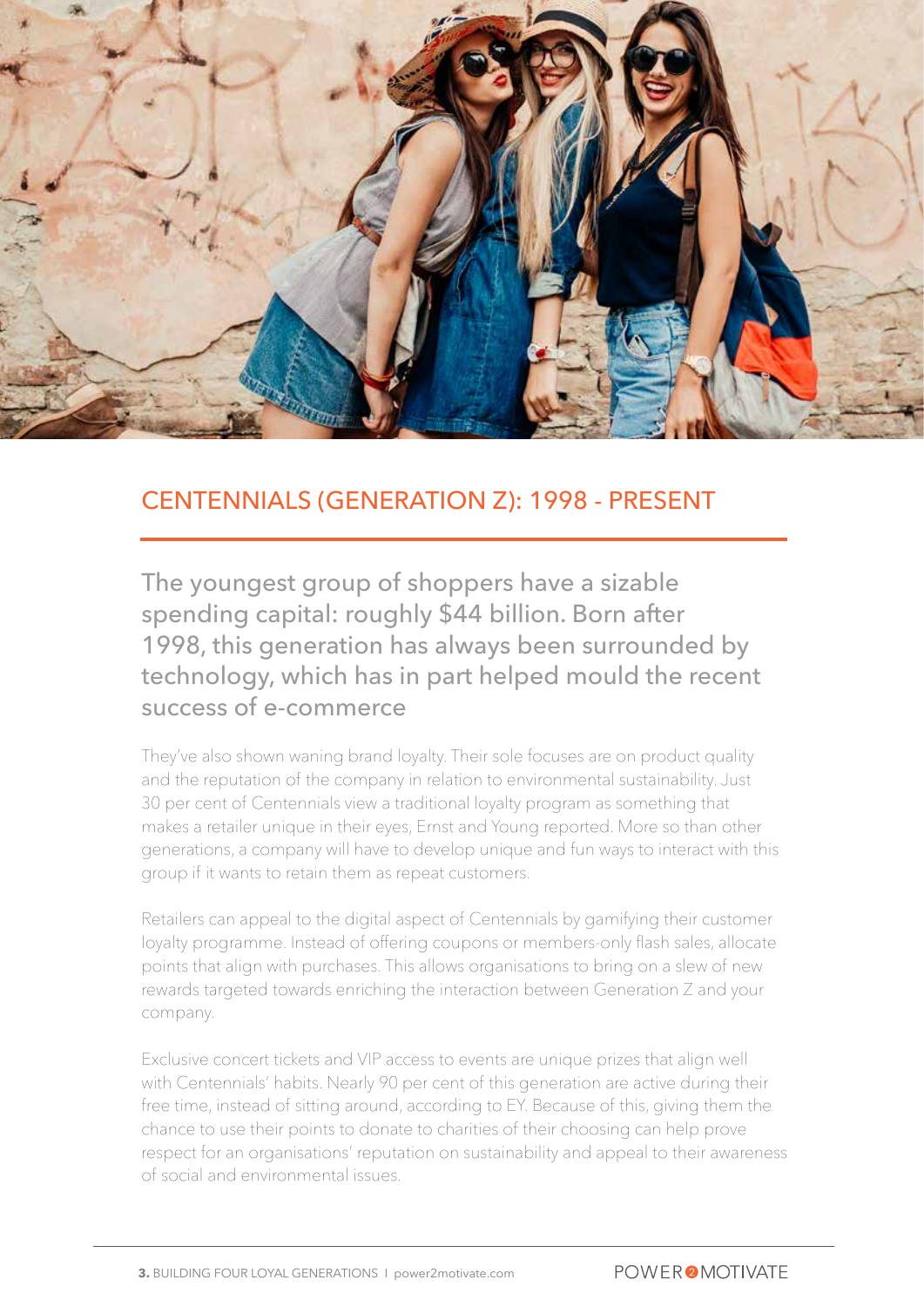## CENTENNIALS (GENERATION Z): 1998 - PRESENT

The youngest group of shoppers have a sizable spending capital: roughly $44 billion. Born after 1998, this generation has always been surrounded by technology, which has in part helped mould the recent success of e-commerce

They've also shown waning brand loyalty. Their sole focuses are on product quality and the reputation of the company in relation to environmental sustainability. Just 30 per cent of Centennials view a traditional loyalty program as something that makes a retailer unique in their eyes, Ernst and Young reported. More so than other generations, a company will have to develop unique and fun ways to interact with this group if it wants to retain them as repeat customers.

Retailers can appeal to the digital aspect of Centennials by gamifying their customer loyalty programme. Instead of offering coupons or members-only flash sales, allocate points that align with purchases. This allows organisations to bring on a slew of new rewards targeted towards enriching the interaction between Generation Z and your company.

Exclusive concert tickets and VIP access to events are unique prizes that align well with Centennials' habits. Nearly 90 per cent of this generation are active during their free time, instead of sitting around, according to EY. Because of this, giving them the chance to use their points to donate to charities of their choosing can help prove respect for an organisations' reputation on sustainability and appeal to their awareness of social and environmental issues.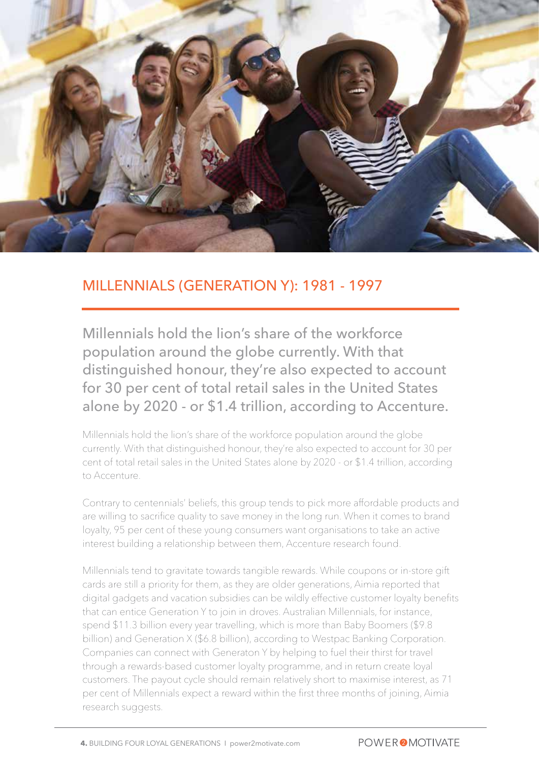## MILLENNIALS (GENERATION Y): 1981 - 1997

### Millennials hold the lion's share of the workforce population around the globe currently. With that distinguished honour, they're also expected to account for 30 per cent of total retail sales in the United States alone by 2020 - or $1.4 trillion, according to Accenture.

Millennials hold the lion's share of the workforce population around the globe currently. With that distinguished honour, they're also expected to account for 30 per cent of total retail sales in the United States alone by 2020 - or $1.4 trillion, according to Accenture.

Contrary to centennials' beliefs, this group tends to pick more affordable products and are willing to sacrifice quality to save money in the long run. When it comes to brand loyalty, 95 per cent of these young consumers want organisations to take an active interest building a relationship between them, Accenture research found.

Millennials tend to gravitate towards tangible rewards. While coupons or in-store gift cards are still a priority for them, as they are older generations, Aimia reported that digital gadgets and vacation subsidies can be wildly effective customer loyalty benefits that can entice Generation Y to join in droves. Australian Millennials, for instance, spend $11.3 billion every year travelling, which is more than Baby Boomers ($9.8 billion) and Generation X ($6.8 billion), according to Westpac Banking Corporation. Companies can connect with Generaton Y by helping to fuel their thirst for travel through a rewards-based customer loyalty programme, and in return create loyal customers. The payout cycle should remain relatively short to maximise interest, as 71 per cent of Millennials expect a reward within the first three months of joining, Aimia research suggests.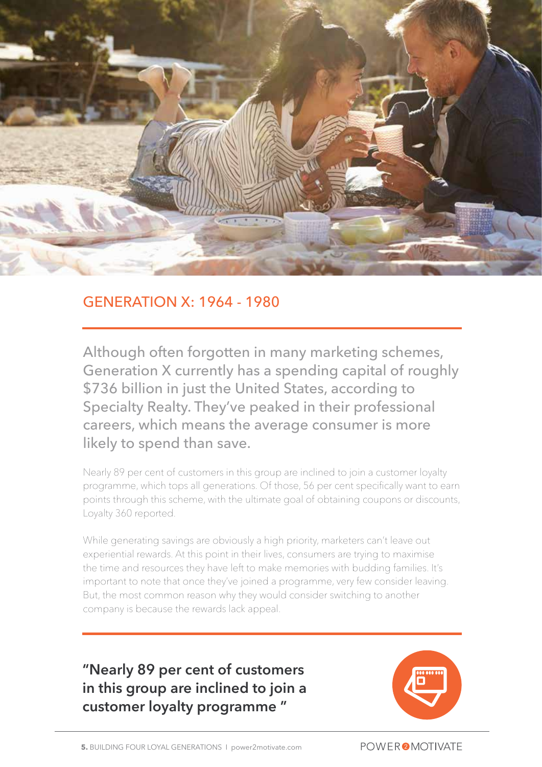## GENERATION X: 1964 - 1980

Although often forgotten in many marketing schemes, Generation X currently has a spending capital of roughly $736 billion in just the United States, according to Specialty Realty. They've peaked in their professional careers, which means the average consumer is more likely to spend than save.

Nearly 89 per cent of customers in this group are inclined to join a customer loyalty programme, which tops all generations. Of those, 56 per cent specifically want to earn points through this scheme, with the ultimate goal of obtaining coupons or discounts, Loyalty 360 reported.

While generating savings are obviously a high priority, marketers can't leave out experiential rewards. At this point in their lives, consumers are trying to maximise the time and resources they have left to make memories with budding families. It's important to note that once they've joined a programme, very few consider leaving. But, the most common reason why they would consider switching to another company is because the rewards lack appeal.

**"Nearly 89 per cent of customers in this group are inclined to join a customer loyalty programme "**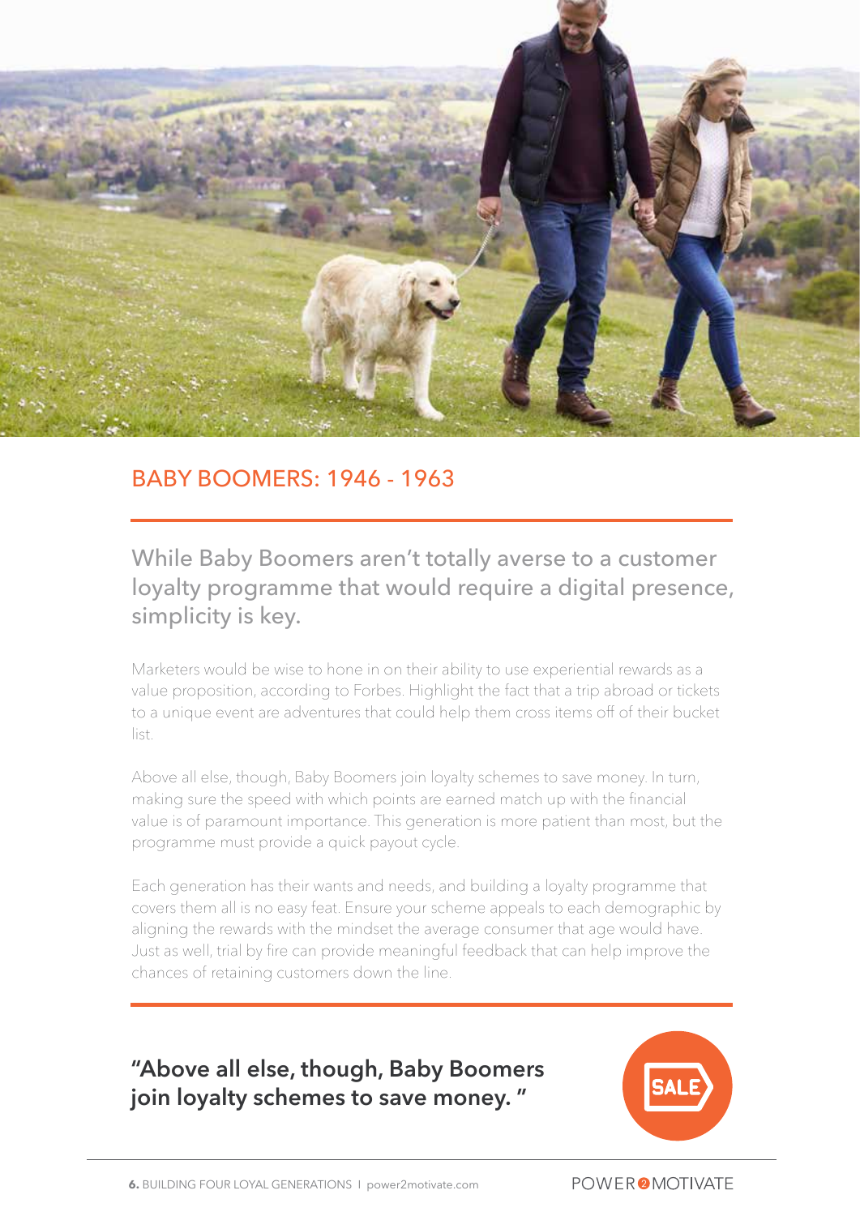## BABY BOOMERS: 1946 - 1963

### While Baby Boomers aren't totally averse to a customer loyalty programme that would require a digital presence, simplicity is key.

Marketers would be wise to hone in on their ability to use experiential rewards as a value proposition, according to Forbes. Highlight the fact that a trip abroad or tickets to a unique event are adventures that could help them cross items off of their bucket list.

Above all else, though, Baby Boomers join loyalty schemes to save money. In turn, making sure the speed with which points are earned match up with the financial value is of paramount importance. This generation is more patient than most, but the programme must provide a quick payout cycle.

Each generation has their wants and needs, and building a loyalty programme that covers them all is no easy feat. Ensure your scheme appeals to each demographic by aligning the rewards with the mindset the average consumer that age would have. Just as well, trial by fire can provide meaningful feedback that can help improve the chances of retaining customers down the line.

**"Above all else, though, Baby Boomers join loyalty schemes to save money. "**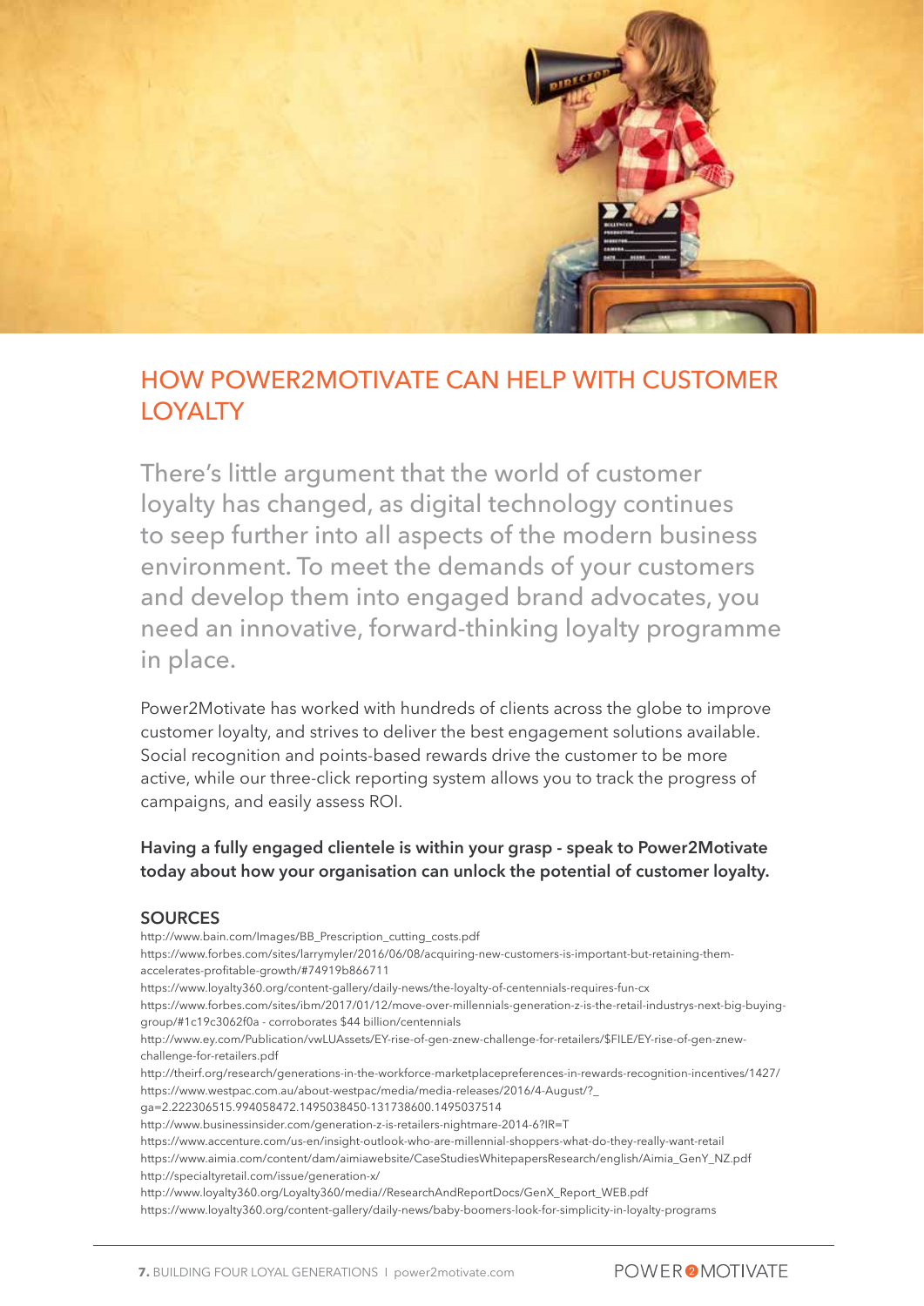## HOW POWER2MOTIVATE CAN HELP WITH CUSTOMER LOYALTY

There's little argument that the world of customer loyalty has changed, as digital technology continues to seep further into all aspects of the modern business environment. To meet the demands of your customers and develop them into engaged brand advocates, you need an innovative, forward-thinking loyalty programme in place.

Power2Motivate has worked with hundreds of clients across the globe to improve customer loyalty, and strives to deliver the best engagement solutions available. Social recognition and points-based rewards drive the customer to be more active, while our three-click reporting system allows you to track the progress of campaigns, and easily assess ROI.

**Having a fully engaged clientele is within your grasp - speak to Power2Motivate today about how your organisation can unlock the potential of customer loyalty.**

### SOURCES

http://www.bain.com/Images/BB_Prescription_cutting_costs.pdf
https://www.forbes.com/sites/larrymyler/2016/06/08/acquiring-new-customers-is-important-but-retaining-them-accelerates-profitable-growth/#74919b866711
https://www.loyalty360.org/content-gallery/daily-news/the-loyalty-of-centennials-requires-fun-cx
https://www.forbes.com/sites/ibm/2017/01/12/move-over-millennials-generation-z-is-the-retail-industrys-next-big-buying-group/#1c19c3062f0a - corroborates $44 billion/centennials
http://www.ey.com/Publication/vwLUAssets/EY-rise-of-gen-znew-challenge-for-retailers/$FILE/EY-rise-of-gen-znew-challenge-for-retailers.pdf
http://theirf.org/research/generations-in-the-workforce-marketplacepreferences-in-rewards-recognition-incentives/1427/
https://www.westpac.com.au/about-westpac/media/media-releases/2016/4-August/?_ga=2.222306515.994058472.1495038450-131738600.1495037514
http://www.businessinsider.com/generation-z-is-retailers-nightmare-2014-6?IR=T
https://www.accenture.com/us-en/insight-outlook-who-are-millennial-shoppers-what-do-they-really-want-retail
https://www.aimia.com/content/dam/aimiawebsite/CaseStudiesWhitepapersResearch/english/Aimia_GenY_NZ.pdf
http://specialtyretail.com/issue/generation-x/
http://www.loyalty360.org/Loyalty360/media//ResearchAndReportDocs/GenX_Report_WEB.pdf
https://www.loyalty360.org/content-gallery/daily-news/baby-boomers-look-for-simplicity-in-loyalty-programs